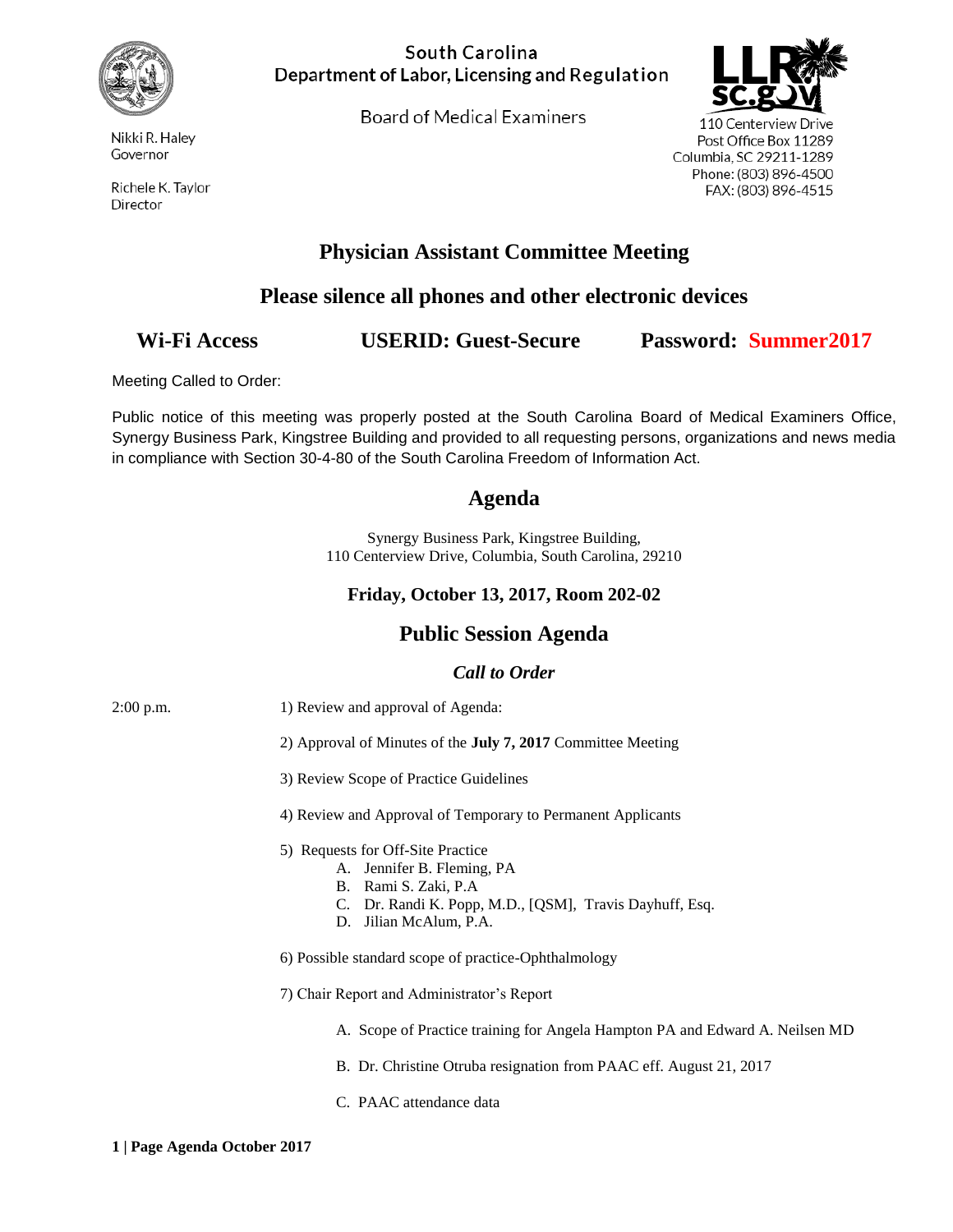South Carolina
Department of Labor, Licensing and Regulation

Board of Medical Examiners

Nikki R. Haley
Governor

Richele K. Taylor
Director

110 Centerview Drive
Post Office Box 11289
Columbia, SC 29211-1289
Phone: (803) 896-4500
FAX: (803) 896-4515

# Physician Assistant Committee Meeting

## Please silence all phones and other electronic devices

**Wi-Fi Access** **USERID: Guest-Secure** **Password: Summer2017**

Meeting Called to Order:

Public notice of this meeting was properly posted at the South Carolina Board of Medical Examiners Office, Synergy Business Park, Kingstree Building and provided to all requesting persons, organizations and news media in compliance with Section 30-4-80 of the South Carolina Freedom of Information Act.

## Agenda

Synergy Business Park, Kingstree Building,
110 Centerview Drive, Columbia, South Carolina, 29210

**Friday, October 13, 2017, Room 202-02**

## Public Session Agenda

***Call to Order***

2:00 p.m.

1) Review and approval of Agenda:

2) Approval of Minutes of the **July 7, 2017** Committee Meeting

3) Review Scope of Practice Guidelines

4) Review and Approval of Temporary to Permanent Applicants

5) Requests for Off-Site Practice
   - A. Jennifer B. Fleming, PA
   - B. Rami S. Zaki, P.A
   - C. Dr. Randi K. Popp, M.D., [QSM], Travis Dayhuff, Esq.
   - D. Jilian McAlum, P.A.

6) Possible standard scope of practice-Ophthalmology

7) Chair Report and Administrator's Report
   - A. Scope of Practice training for Angela Hampton PA and Edward A. Neilsen MD
   - B. Dr. Christine Otruba resignation from PAAC eff. August 21, 2017
   - C. PAAC attendance data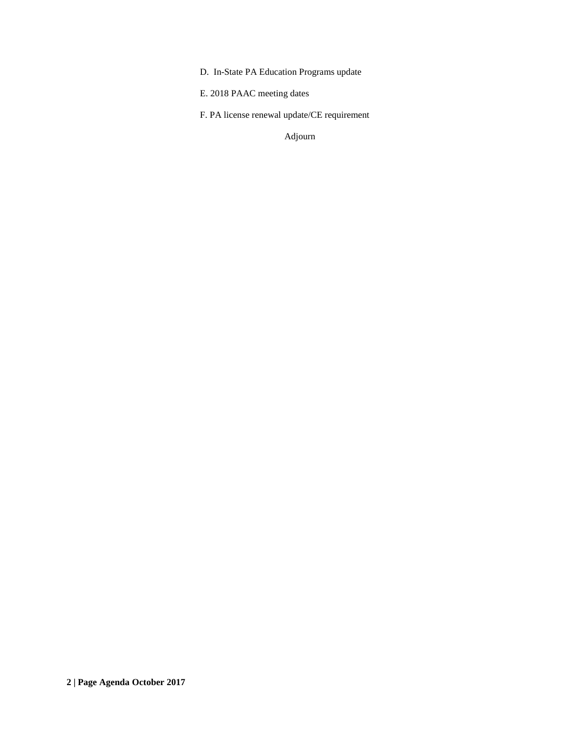D. In-State PA Education Programs update

E. 2018 PAAC meeting dates

F. PA license renewal update/CE requirement

Adjourn